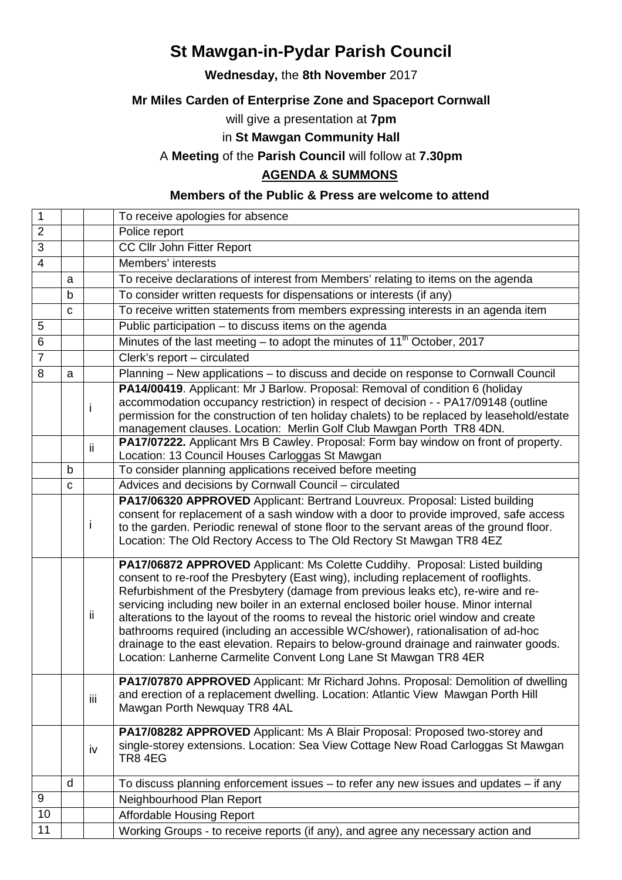# St Mawgan-in-Pydar Parish Council

**Wednesday,** the **8th November** 2017

**Mr Miles Carden of Enterprise Zone and Spaceport Cornwall**

will give a presentation at **7pm**

in **St Mawgan Community Hall**

A **Meeting** of the **Parish Council** will follow at **7.30pm**

**AGENDA & SUMMONS**

**Members of the Public & Press are welcome to attend**

| | | | |
|---|---|---|---|
| 1 | | | To receive apologies for absence |
| 2 | | | Police report |
| 3 | | | CC Cllr John Fitter Report |
| 4 | | | Members' interests |
| | a | | To receive declarations of interest from Members' relating to items on the agenda |
| | b | | To consider written requests for dispensations or interests (if any) |
| | c | | To receive written statements from members expressing interests in an agenda item |
| 5 | | | Public participation – to discuss items on the agenda |
| 6 | | | Minutes of the last meeting – to adopt the minutes of 11th October, 2017 |
| 7 | | | Clerk's report – circulated |
| 8 | a | | Planning – New applications – to discuss and decide on response to Cornwall Council |
| | | i | **PA14/00419**. Applicant: Mr J Barlow. Proposal: Removal of condition 6 (holiday accommodation occupancy restriction) in respect of decision - - PA17/09148 (outline permission for the construction of ten holiday chalets) to be replaced by leasehold/estate management clauses. Location: Merlin Golf Club Mawgan Porth TR8 4DN. |
| | | ii | **PA17/07222.** Applicant Mrs B Cawley. Proposal: Form bay window on front of property. Location: 13 Council Houses Carloggas St Mawgan |
| | b | | To consider planning applications received before meeting |
| | c | | Advices and decisions by Cornwall Council – circulated |
| | | i | **PA17/06320 APPROVED** Applicant: Bertrand Louvreux. Proposal: Listed building consent for replacement of a sash window with a door to provide improved, safe access to the garden. Periodic renewal of stone floor to the servant areas of the ground floor. Location: The Old Rectory Access to The Old Rectory St Mawgan TR8 4EZ |
| | | ii | **PA17/06872 APPROVED** Applicant: Ms Colette Cuddihy. Proposal: Listed building consent to re-roof the Presbytery (East wing), including replacement of rooflights. Refurbishment of the Presbytery (damage from previous leaks etc), re-wire and re-servicing including new boiler in an external enclosed boiler house. Minor internal alterations to the layout of the rooms to reveal the historic oriel window and create bathrooms required (including an accessible WC/shower), rationalisation of ad-hoc drainage to the east elevation. Repairs to below-ground drainage and rainwater goods. Location: Lanherne Carmelite Convent Long Lane St Mawgan TR8 4ER |
| | | iii | **PA17/07870 APPROVED** Applicant: Mr Richard Johns. Proposal: Demolition of dwelling and erection of a replacement dwelling. Location: Atlantic View Mawgan Porth Hill Mawgan Porth Newquay TR8 4AL |
| | | iv | **PA17/08282 APPROVED** Applicant: Ms A Blair Proposal: Proposed two-storey and single-storey extensions. Location: Sea View Cottage New Road Carloggas St Mawgan TR8 4EG |
| | d | | To discuss planning enforcement issues – to refer any new issues and updates – if any |
| 9 | | | Neighbourhood Plan Report |
| 10 | | | Affordable Housing Report |
| 11 | | | Working Groups - to receive reports (if any), and agree any necessary action and |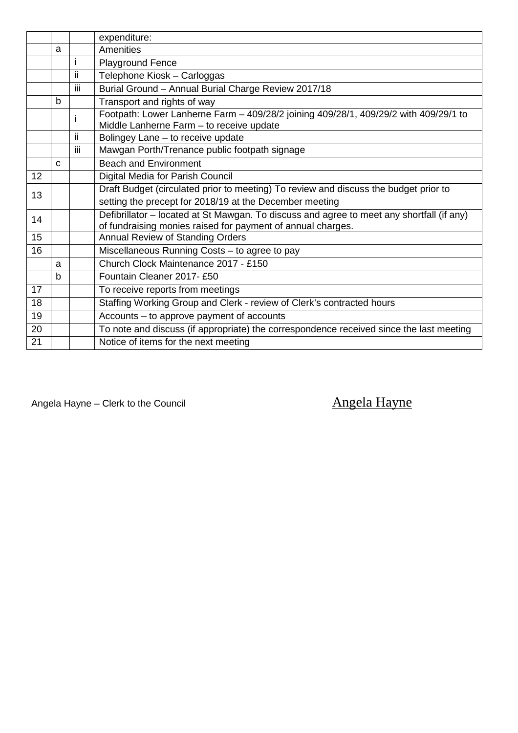| | | | |
|---|---|---|---|
| | | | expenditure: |
| | a | | Amenities |
| | | i | Playground Fence |
| | | ii | Telephone Kiosk – Carloggas |
| | | iii | Burial Ground – Annual Burial Charge Review 2017/18 |
| | b | | Transport and rights of way |
| | | i | Footpath: Lower Lanherne Farm – 409/28/2 joining 409/28/1, 409/29/2 with 409/29/1 to Middle Lanherne Farm – to receive update |
| | | ii | Bolingey Lane – to receive update |
| | | iii | Mawgan Porth/Trenance public footpath signage |
| | c | | Beach and Environment |
| 12 | | | Digital Media for Parish Council |
| 13 | | | Draft Budget (circulated prior to meeting) To review and discuss the budget prior to setting the precept for 2018/19 at the December meeting |
| 14 | | | Defibrillator – located at St Mawgan. To discuss and agree to meet any shortfall (if any) of fundraising monies raised for payment of annual charges. |
| 15 | | | Annual Review of Standing Orders |
| 16 | | | Miscellaneous Running Costs – to agree to pay |
| | a | | Church Clock Maintenance 2017 - £150 |
| | b | | Fountain Cleaner 2017- £50 |
| 17 | | | To receive reports from meetings |
| 18 | | | Staffing Working Group and Clerk - review of Clerk's contracted hours |
| 19 | | | Accounts – to approve payment of accounts |
| 20 | | | To note and discuss (if appropriate) the correspondence received since the last meeting |
| 21 | | | Notice of items for the next meeting |

Angela Hayne – Clerk to the Council

Angela Hayne